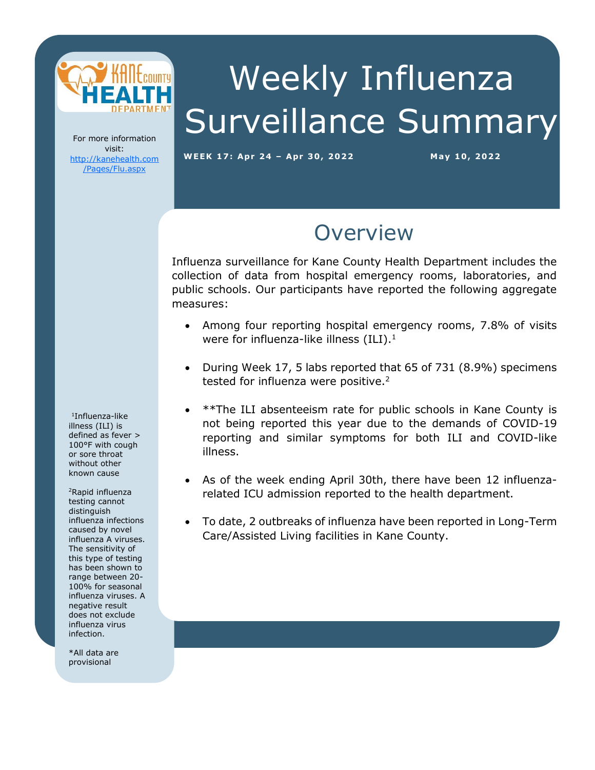# Weekly Influenza Surveillance Summary

**WEEK 17: Apr 24 – Apr 30, 2022** **May 10, 2022**

For more information visit: http://kanehealth.com/Pages/Flu.aspx

## Overview

Influenza surveillance for Kane County Health Department includes the collection of data from hospital emergency rooms, laboratories, and public schools. Our participants have reported the following aggregate measures:

- Among four reporting hospital emergency rooms, 7.8% of visits were for influenza-like illness (ILI).[1]
- During Week 17, 5 labs reported that 65 of 731 (8.9%) specimens tested for influenza were positive.[2]
- **The ILI absenteeism rate for public schools in Kane County is not being reported this year due to the demands of COVID-19 reporting and similar symptoms for both ILI and COVID-like illness.
- As of the week ending April 30th, there have been 12 influenza-related ICU admission reported to the health department.
- To date, 2 outbreaks of influenza have been reported in Long-Term Care/Assisted Living facilities in Kane County.

[1]Influenza-like illness (ILI) is defined as fever > 100°F with cough or sore throat without other known cause

[2]Rapid influenza testing cannot distinguish influenza infections caused by novel influenza A viruses. The sensitivity of this type of testing has been shown to range between 20-100% for seasonal influenza viruses. A negative result does not exclude influenza virus infection.

*All data are provisional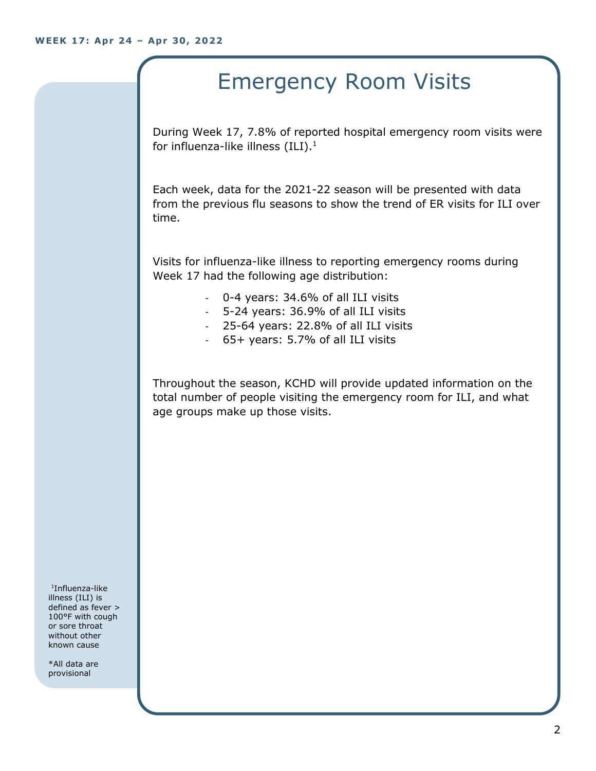# Emergency Room Visits

During Week 17, 7.8% of reported hospital emergency room visits were for influenza-like illness (ILI).[1]

Each week, data for the 2021-22 season will be presented with data from the previous flu seasons to show the trend of ER visits for ILI over time.

Visits for influenza-like illness to reporting emergency rooms during Week 17 had the following age distribution:

- 0-4 years: 34.6% of all ILI visits
- 5-24 years: 36.9% of all ILI visits
- 25-64 years: 22.8% of all ILI visits
- 65+ years: 5.7% of all ILI visits

Throughout the season, KCHD will provide updated information on the total number of people visiting the emergency room for ILI, and what age groups make up those visits.

[1]Influenza-like illness (ILI) is defined as fever > 100°F with cough or sore throat without other known cause

*All data are provisional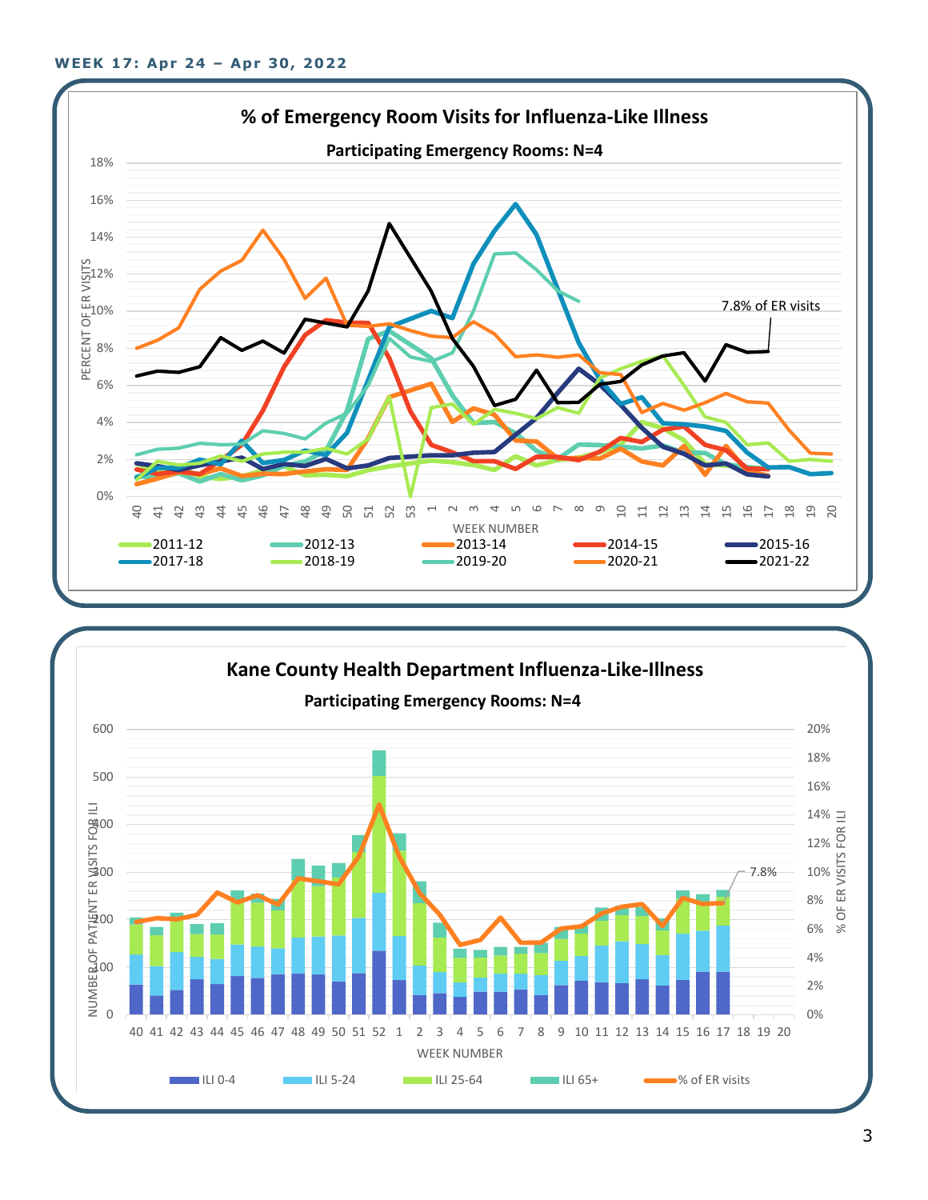**WEEK 17: Apr 24 – Apr 30, 2022**

## % of Emergency Room Visits for Influenza-Like Illness

**Participating Emergency Rooms: N=4**

PERCENT OF ER VISITS

WEEK NUMBER

7.8% of ER visits

2011-12, 2012-13, 2013-14, 2014-15, 2015-16, 2017-18, 2018-19, 2019-20, 2020-21, 2021-22

## Kane County Health Department Influenza-Like-Illness

**Participating Emergency Rooms: N=4**

NUMBER OF PATIENT ER VISITS FOR ILI

% OF ER VISITS FOR ILI

WEEK NUMBER

7.8%

ILI 0-4, ILI 5-24, ILI 25-64, ILI 65+, % of ER visits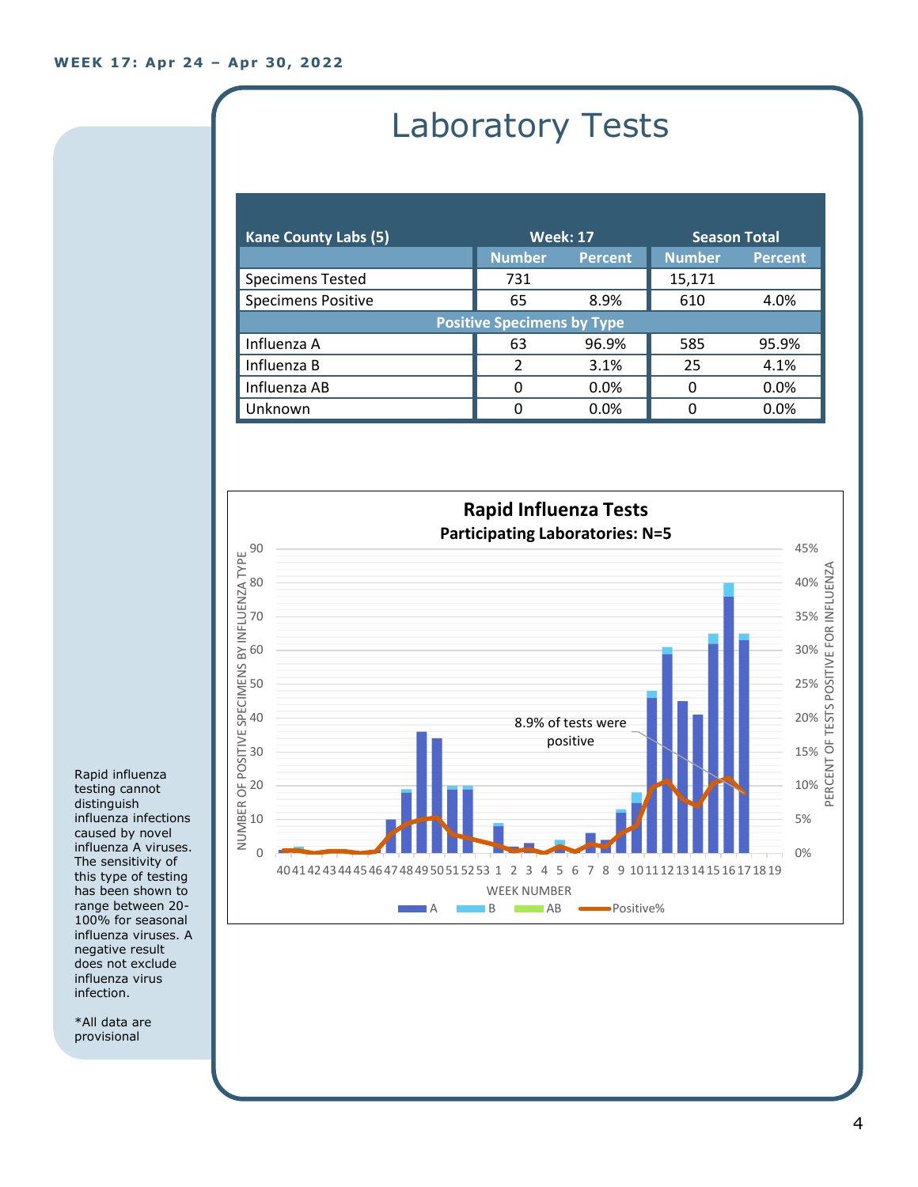WEEK 17: Apr 24 – Apr 30, 2022

# Laboratory Tests

| Kane County Labs (5) | Week: 17 | | Season Total | |
|---|---|---|---|---|
| | Number | Percent | Number | Percent |
| Specimens Tested | 731 | | 15,171 | |
| Specimens Positive | 65 | 8.9% | 610 | 4.0% |
| **Positive Specimens by Type** | | | | |
| Influenza A | 63 | 96.9% | 585 | 95.9% |
| Influenza B | 2 | 3.1% | 25 | 4.1% |
| Influenza AB | 0 | 0.0% | 0 | 0.0% |
| Unknown | 0 | 0.0% | 0 | 0.0% |

**Rapid Influenza Tests**
**Participating Laboratories: N=5**

8.9% of tests were positive

Rapid influenza testing cannot distinguish influenza infections caused by novel influenza A viruses. The sensitivity of this type of testing has been shown to range between 20-100% for seasonal influenza viruses. A negative result does not exclude influenza virus infection.

*All data are provisional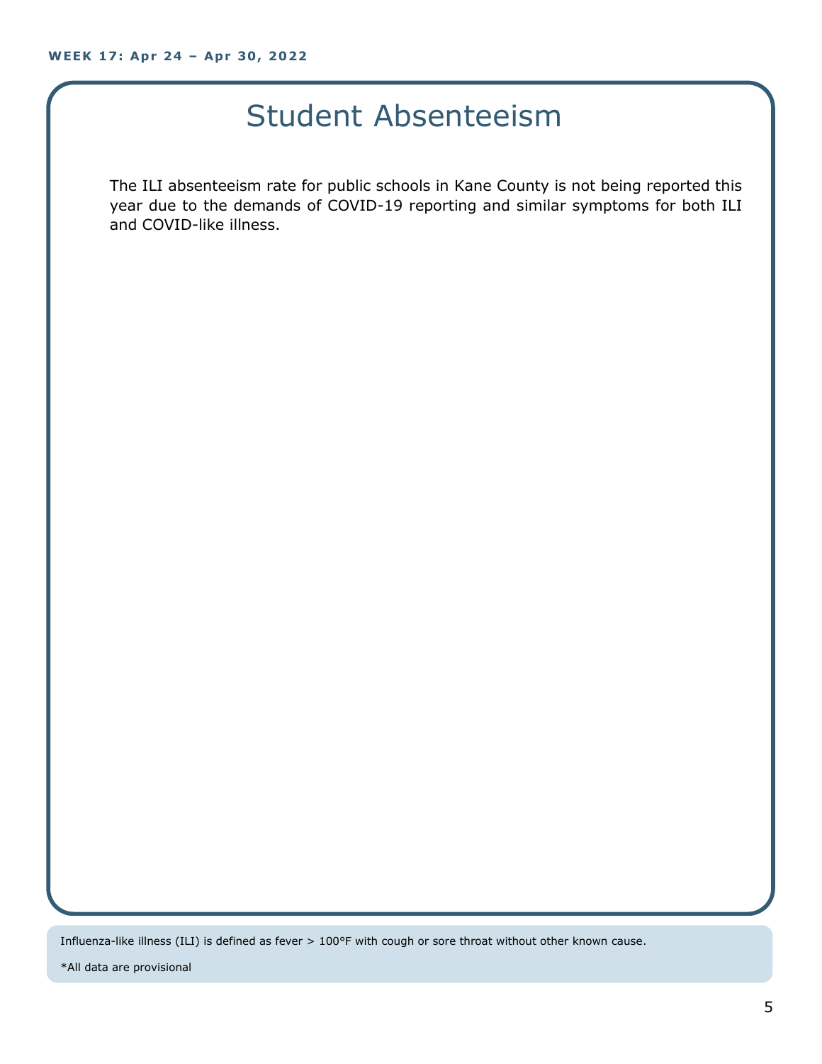# Student Absenteeism

The ILI absenteeism rate for public schools in Kane County is not being reported this year due to the demands of COVID-19 reporting and similar symptoms for both ILI and COVID-like illness.

Influenza-like illness (ILI) is defined as fever > 100°F with cough or sore throat without other known cause.

*All data are provisional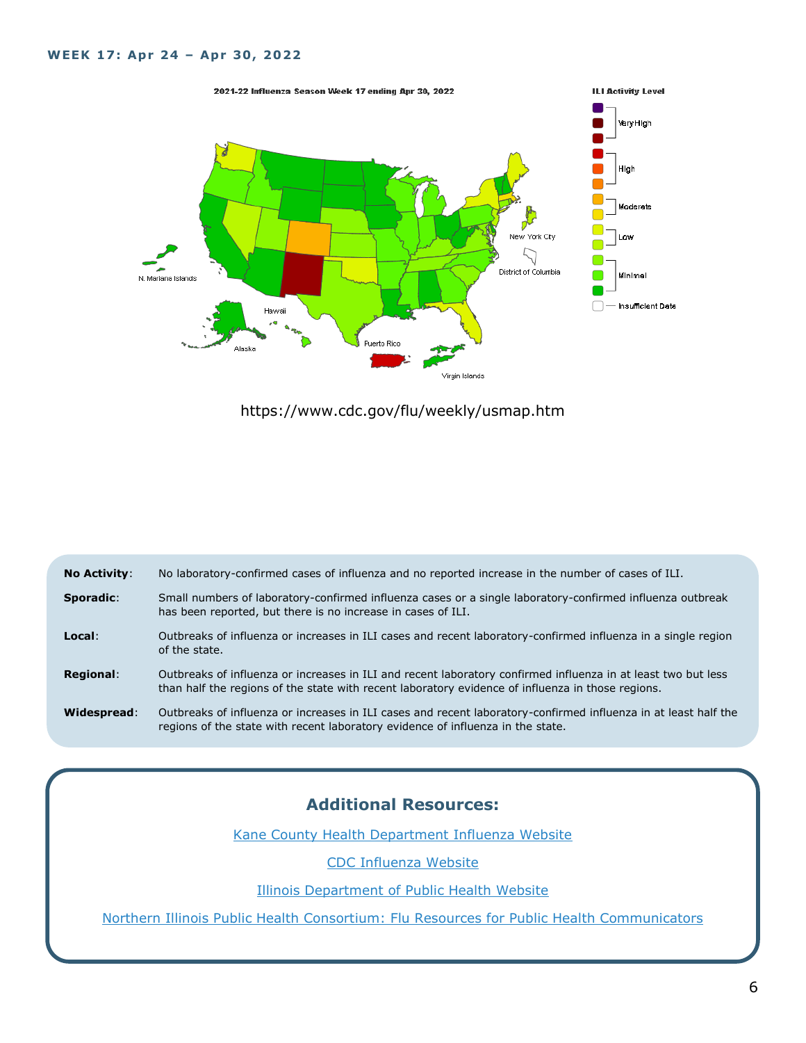**WEEK 17: Apr 24 – Apr 30, 2022**

2021-22 Influenza Season Week 17 ending Apr 30, 2022

ILI Activity Level

Very High

High

Moderate

Low

Minimal

Insufficient Data

N. Mariana Islands

Hawaii

Alaska

Puerto Rico

Virgin Islands

New York City

District of Columbia

https://www.cdc.gov/flu/weekly/usmap.htm

| | |
|---|---|
| **No Activity**: | No laboratory-confirmed cases of influenza and no reported increase in the number of cases of ILI. |
| **Sporadic**: | Small numbers of laboratory-confirmed influenza cases or a single laboratory-confirmed influenza outbreak has been reported, but there is no increase in cases of ILI. |
| **Local**: | Outbreaks of influenza or increases in ILI cases and recent laboratory-confirmed influenza in a single region of the state. |
| **Regional**: | Outbreaks of influenza or increases in ILI and recent laboratory confirmed influenza in at least two but less than half the regions of the state with recent laboratory evidence of influenza in those regions. |
| **Widespread**: | Outbreaks of influenza or increases in ILI cases and recent laboratory-confirmed influenza in at least half the regions of the state with recent laboratory evidence of influenza in the state. |

## Additional Resources:

Kane County Health Department Influenza Website

CDC Influenza Website

Illinois Department of Public Health Website

Northern Illinois Public Health Consortium: Flu Resources for Public Health Communicators